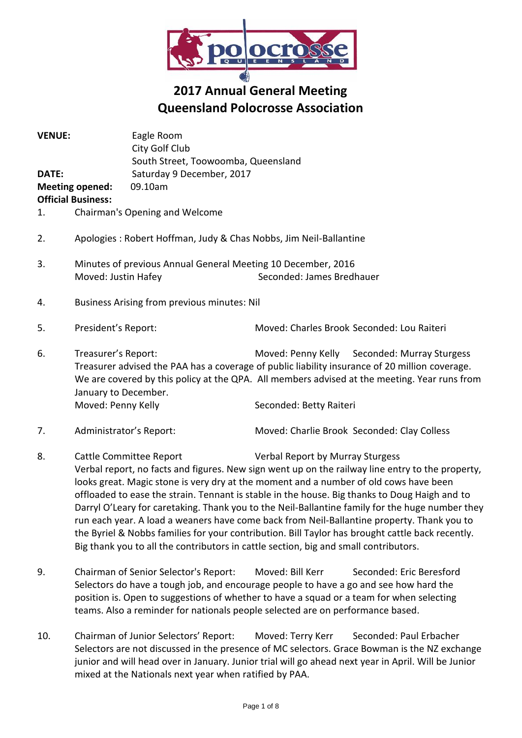# 2017 Annual General Meeting
# Queensland Polocrosse Association

**VENUE:** Eagle Room
City Golf Club
South Street, Toowoomba, Queensland

**DATE:** Saturday 9 December, 2017

**Meeting opened:** 09.10am

**Official Business:**

1. Chairman's Opening and Welcome

2. Apologies : Robert Hoffman, Judy & Chas Nobbs, Jim Neil-Ballantine

3. Minutes of previous Annual General Meeting 10 December, 2016
   Moved: Justin Hafey Seconded: James Bredhauer

4. Business Arising from previous minutes: Nil

5. President's Report: Moved: Charles Brook Seconded: Lou Raiteri

6. Treasurer's Report: Moved: Penny Kelly Seconded: Murray Sturgess
   Treasurer advised the PAA has a coverage of public liability insurance of 20 million coverage. We are covered by this policy at the QPA. All members advised at the meeting. Year runs from January to December.
   Moved: Penny Kelly Seconded: Betty Raiteri

7. Administrator's Report: Moved: Charlie Brook Seconded: Clay Colless

8. Cattle Committee Report Verbal Report by Murray Sturgess
   Verbal report, no facts and figures. New sign went up on the railway line entry to the property, looks great. Magic stone is very dry at the moment and a number of old cows have been offloaded to ease the strain. Tennant is stable in the house. Big thanks to Doug Haigh and to Darryl O'Leary for caretaking. Thank you to the Neil-Ballantine family for the huge number they run each year. A load a weaners have come back from Neil-Ballantine property. Thank you to the Byriel & Nobbs families for your contribution. Bill Taylor has brought cattle back recently. Big thank you to all the contributors in cattle section, big and small contributors.

9. Chairman of Senior Selector's Report: Moved: Bill Kerr Seconded: Eric Beresford
   Selectors do have a tough job, and encourage people to have a go and see how hard the position is. Open to suggestions of whether to have a squad or a team for when selecting teams. Also a reminder for nationals people selected are on performance based.

10. Chairman of Junior Selectors' Report: Moved: Terry Kerr Seconded: Paul Erbacher
    Selectors are not discussed in the presence of MC selectors. Grace Bowman is the NZ exchange junior and will head over in January. Junior trial will go ahead next year in April. Will be Junior mixed at the Nationals next year when ratified by PAA.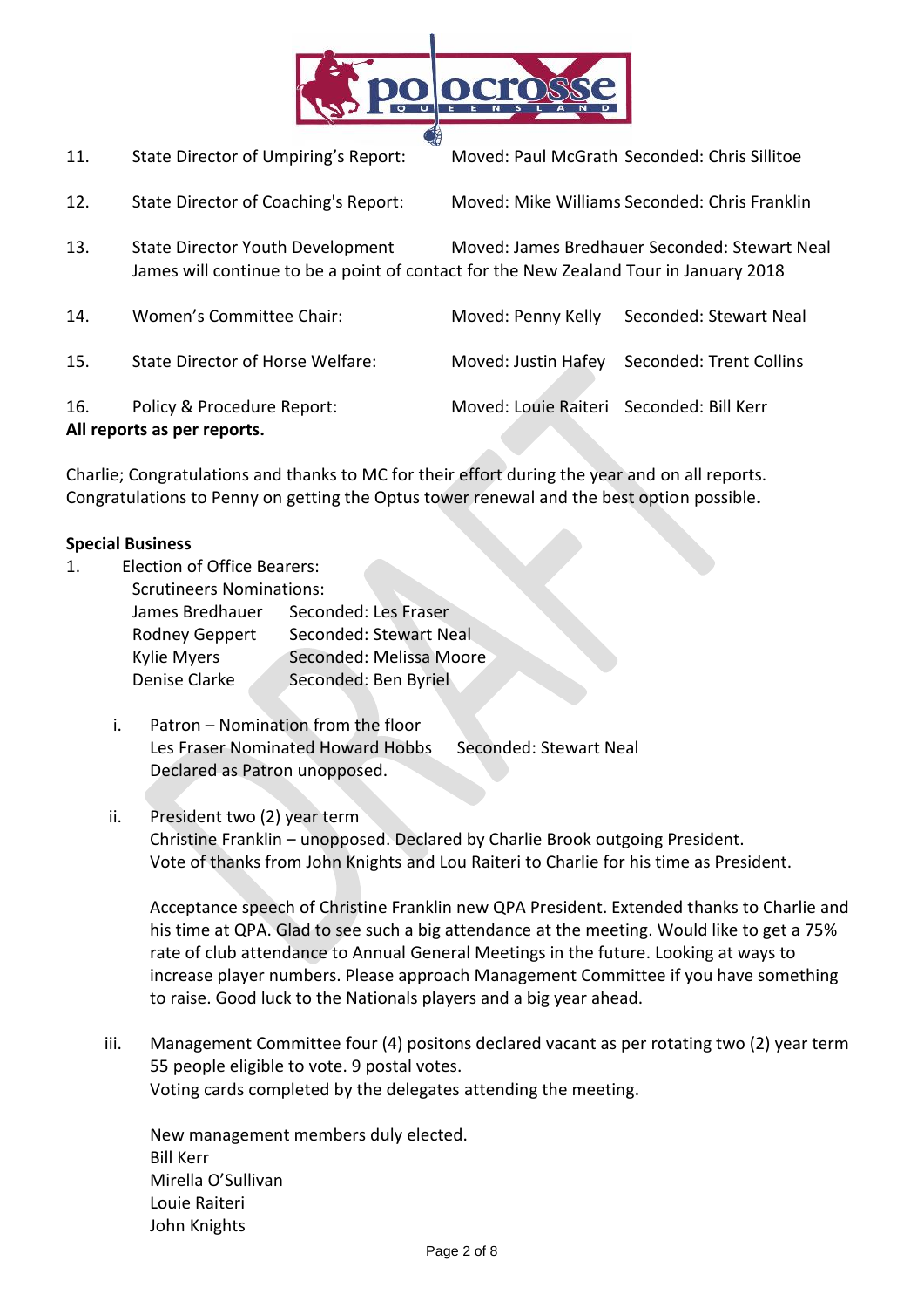11. State Director of Umpiring's Report: Moved: Paul McGrath Seconded: Chris Sillitoe

12. State Director of Coaching's Report: Moved: Mike Williams Seconded: Chris Franklin

13. State Director Youth Development Moved: James Bredhauer Seconded: Stewart Neal
    James will continue to be a point of contact for the New Zealand Tour in January 2018

14. Women's Committee Chair: Moved: Penny Kelly Seconded: Stewart Neal

15. State Director of Horse Welfare: Moved: Justin Hafey Seconded: Trent Collins

16. Policy & Procedure Report: Moved: Louie Raiteri Seconded: Bill Kerr

**All reports as per reports.**

Charlie; Congratulations and thanks to MC for their effort during the year and on all reports. Congratulations to Penny on getting the Optus tower renewal and the best option possible**.**

**Special Business**

1. Election of Office Bearers:

   Scrutineers Nominations:

   | | |
   |---|---|
   | James Bredhauer | Seconded: Les Fraser |
   | Rodney Geppert | Seconded: Stewart Neal |
   | Kylie Myers | Seconded: Melissa Moore |
   | Denise Clarke | Seconded: Ben Byriel |

   i. Patron – Nomination from the floor
      Les Fraser Nominated Howard Hobbs Seconded: Stewart Neal
      Declared as Patron unopposed.

   ii. President two (2) year term
      Christine Franklin – unopposed. Declared by Charlie Brook outgoing President.
      Vote of thanks from John Knights and Lou Raiteri to Charlie for his time as President.

      Acceptance speech of Christine Franklin new QPA President. Extended thanks to Charlie and his time at QPA. Glad to see such a big attendance at the meeting. Would like to get a 75% rate of club attendance to Annual General Meetings in the future. Looking at ways to increase player numbers. Please approach Management Committee if you have something to raise. Good luck to the Nationals players and a big year ahead.

   iii. Management Committee four (4) positons declared vacant as per rotating two (2) year term
      55 people eligible to vote. 9 postal votes.
      Voting cards completed by the delegates attending the meeting.

      New management members duly elected.
      Bill Kerr
      Mirella O'Sullivan
      Louie Raiteri
      John Knights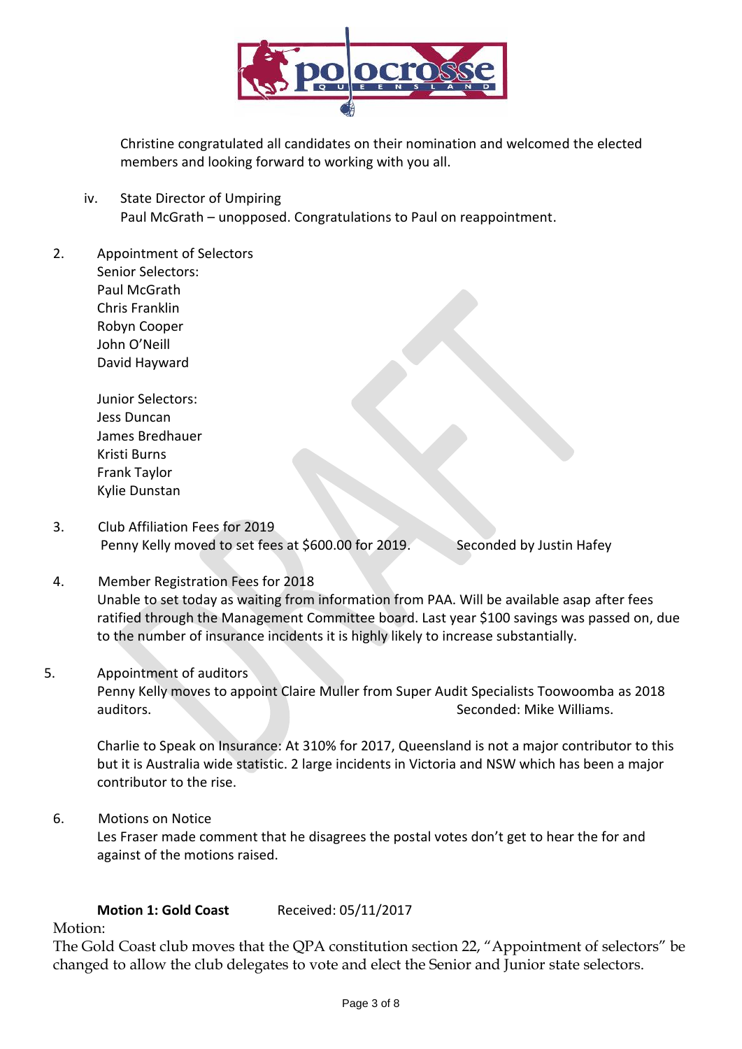Christine congratulated all candidates on their nomination and welcomed the elected members and looking forward to working with you all.

iv. State Director of Umpiring
Paul McGrath – unopposed. Congratulations to Paul on reappointment.

2. Appointment of Selectors
Senior Selectors:
Paul McGrath
Chris Franklin
Robyn Cooper
John O'Neill
David Hayward

Junior Selectors:
Jess Duncan
James Bredhauer
Kristi Burns
Frank Taylor
Kylie Dunstan

3. Club Affiliation Fees for 2019
Penny Kelly moved to set fees at $600.00 for 2019. Seconded by Justin Hafey

4. Member Registration Fees for 2018
Unable to set today as waiting from information from PAA. Will be available asap after fees ratified through the Management Committee board. Last year $100 savings was passed on, due to the number of insurance incidents it is highly likely to increase substantially.

5. Appointment of auditors
Penny Kelly moves to appoint Claire Muller from Super Audit Specialists Toowoomba as 2018 auditors. Seconded: Mike Williams.

Charlie to Speak on Insurance: At 310% for 2017, Queensland is not a major contributor to this but it is Australia wide statistic. 2 large incidents in Victoria and NSW which has been a major contributor to the rise.

6. Motions on Notice
Les Fraser made comment that he disagrees the postal votes don't get to hear the for and against of the motions raised.

**Motion 1: Gold Coast** Received: 05/11/2017

Motion:
The Gold Coast club moves that the QPA constitution section 22, "Appointment of selectors" be changed to allow the club delegates to vote and elect the Senior and Junior state selectors.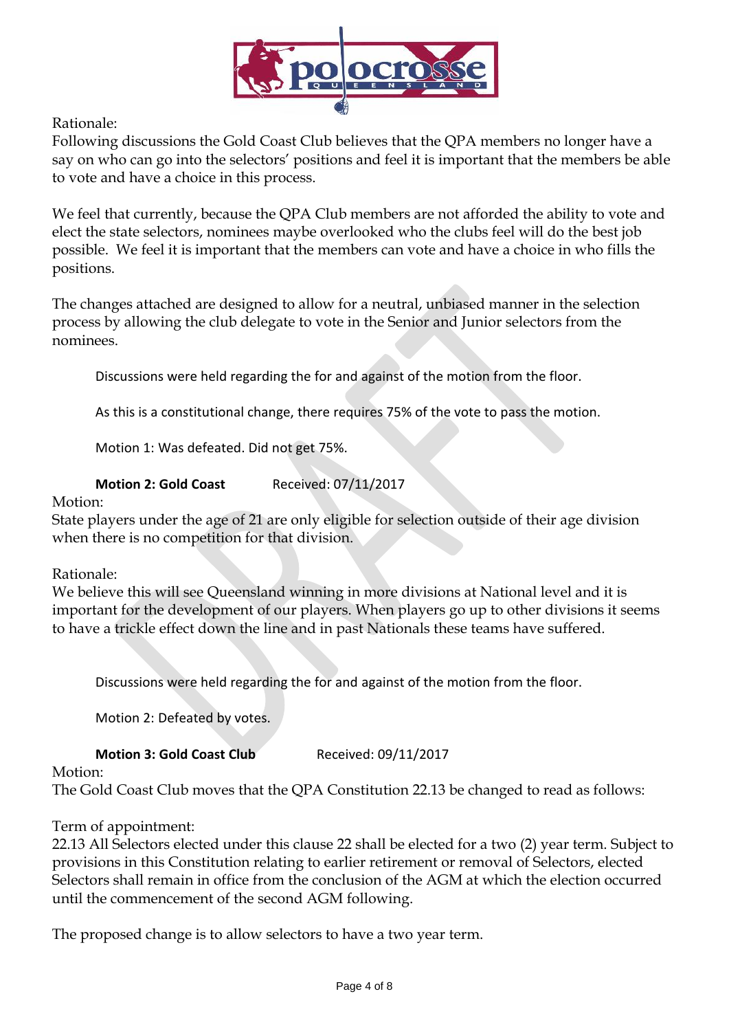Rationale:
Following discussions the Gold Coast Club believes that the QPA members no longer have a say on who can go into the selectors' positions and feel it is important that the members be able to vote and have a choice in this process.

We feel that currently, because the QPA Club members are not afforded the ability to vote and elect the state selectors, nominees maybe overlooked who the clubs feel will do the best job possible. We feel it is important that the members can vote and have a choice in who fills the positions.

The changes attached are designed to allow for a neutral, unbiased manner in the selection process by allowing the club delegate to vote in the Senior and Junior selectors from the nominees.

Discussions were held regarding the for and against of the motion from the floor.

As this is a constitutional change, there requires 75% of the vote to pass the motion.

Motion 1: Was defeated. Did not get 75%.

**Motion 2: Gold Coast** Received: 07/11/2017

Motion:
State players under the age of 21 are only eligible for selection outside of their age division when there is no competition for that division.

Rationale:
We believe this will see Queensland winning in more divisions at National level and it is important for the development of our players. When players go up to other divisions it seems to have a trickle effect down the line and in past Nationals these teams have suffered.

Discussions were held regarding the for and against of the motion from the floor.

Motion 2: Defeated by votes.

**Motion 3: Gold Coast Club** Received: 09/11/2017

Motion:
The Gold Coast Club moves that the QPA Constitution 22.13 be changed to read as follows:

Term of appointment:
22.13 All Selectors elected under this clause 22 shall be elected for a two (2) year term. Subject to provisions in this Constitution relating to earlier retirement or removal of Selectors, elected Selectors shall remain in office from the conclusion of the AGM at which the election occurred until the commencement of the second AGM following.

The proposed change is to allow selectors to have a two year term.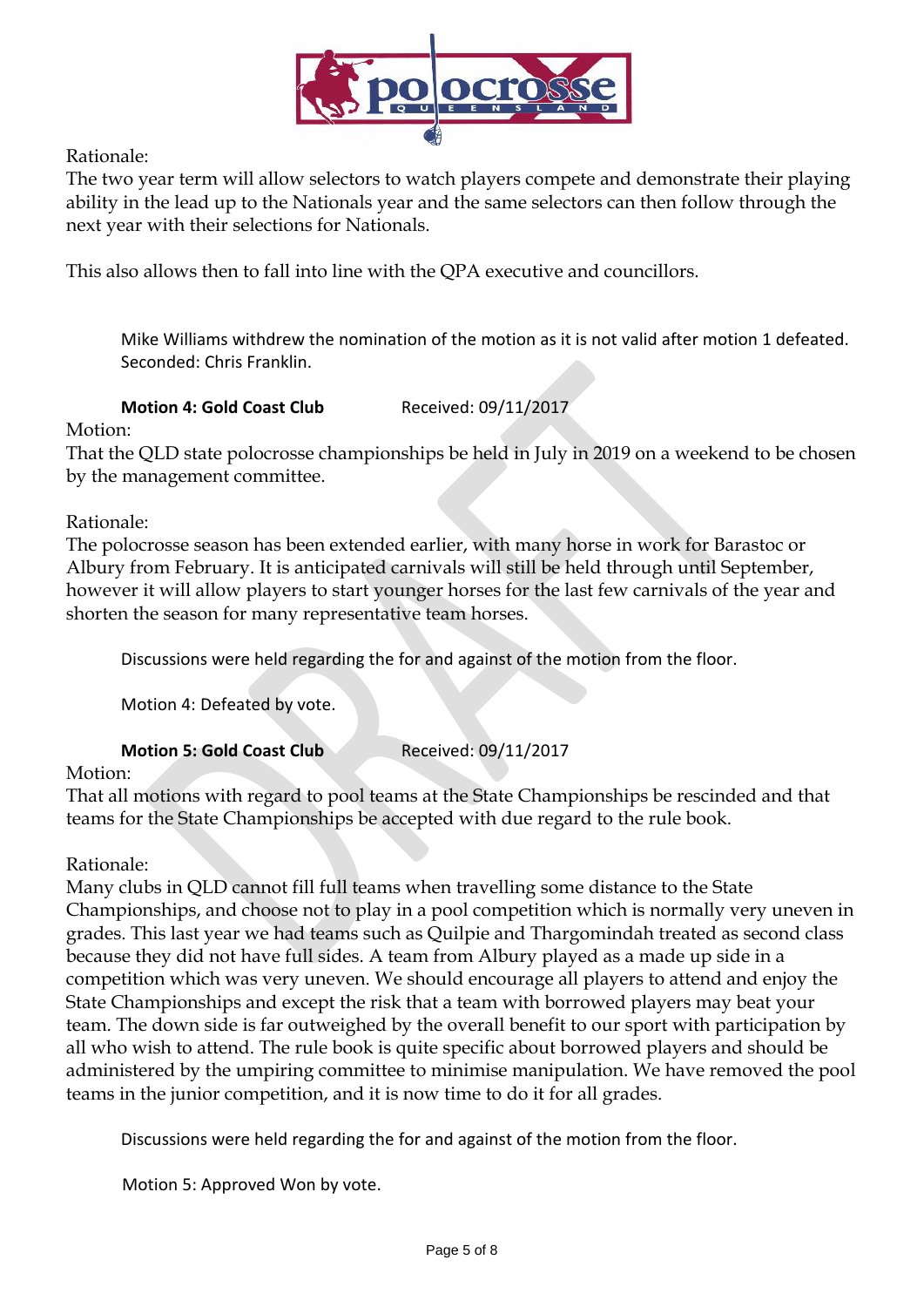Rationale:
The two year term will allow selectors to watch players compete and demonstrate their playing ability in the lead up to the Nationals year and the same selectors can then follow through the next year with their selections for Nationals.

This also allows then to fall into line with the QPA executive and councillors.

Mike Williams withdrew the nomination of the motion as it is not valid after motion 1 defeated.
Seconded: Chris Franklin.

**Motion 4: Gold Coast Club** Received: 09/11/2017

Motion:
That the QLD state polocrosse championships be held in July in 2019 on a weekend to be chosen by the management committee.

Rationale:
The polocrosse season has been extended earlier, with many horse in work for Barastoc or Albury from February. It is anticipated carnivals will still be held through until September, however it will allow players to start younger horses for the last few carnivals of the year and shorten the season for many representative team horses.

Discussions were held regarding the for and against of the motion from the floor.

Motion 4: Defeated by vote.

**Motion 5: Gold Coast Club** Received: 09/11/2017

Motion:
That all motions with regard to pool teams at the State Championships be rescinded and that teams for the State Championships be accepted with due regard to the rule book.

Rationale:
Many clubs in QLD cannot fill full teams when travelling some distance to the State Championships, and choose not to play in a pool competition which is normally very uneven in grades. This last year we had teams such as Quilpie and Thargomindah treated as second class because they did not have full sides. A team from Albury played as a made up side in a competition which was very uneven. We should encourage all players to attend and enjoy the State Championships and except the risk that a team with borrowed players may beat your team. The down side is far outweighed by the overall benefit to our sport with participation by all who wish to attend. The rule book is quite specific about borrowed players and should be administered by the umpiring committee to minimise manipulation. We have removed the pool teams in the junior competition, and it is now time to do it for all grades.

Discussions were held regarding the for and against of the motion from the floor.

Motion 5: Approved Won by vote.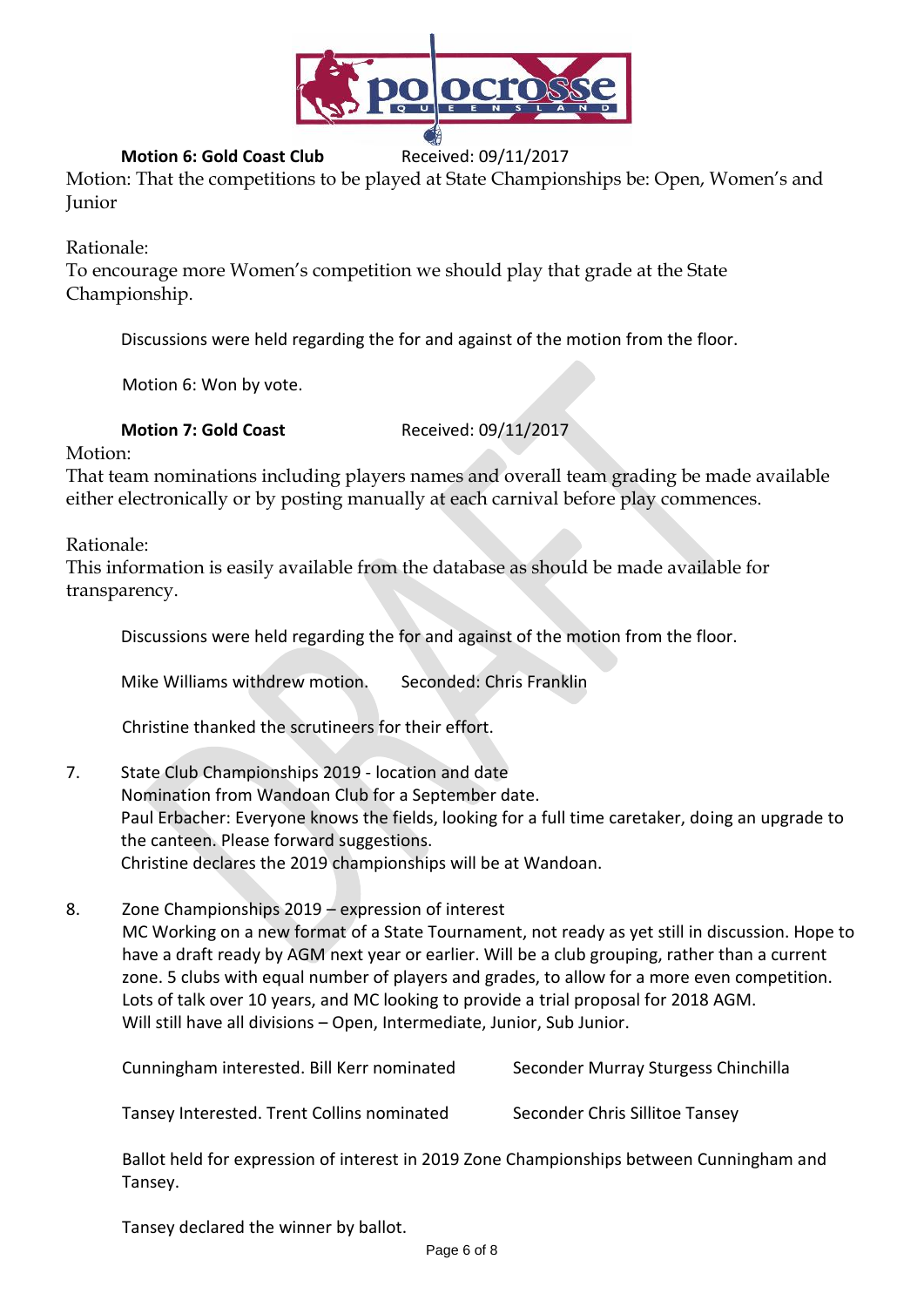**Motion 6: Gold Coast Club** Received: 09/11/2017

Motion: That the competitions to be played at State Championships be: Open, Women's and Junior

Rationale:
To encourage more Women's competition we should play that grade at the State Championship.

Discussions were held regarding the for and against of the motion from the floor.

Motion 6: Won by vote.

**Motion 7: Gold Coast** Received: 09/11/2017

Motion:
That team nominations including players names and overall team grading be made available either electronically or by posting manually at each carnival before play commences.

Rationale:
This information is easily available from the database as should be made available for transparency.

Discussions were held regarding the for and against of the motion from the floor.

Mike Williams withdrew motion. Seconded: Chris Franklin

Christine thanked the scrutineers for their effort.

7. State Club Championships 2019 - location and date
   Nomination from Wandoan Club for a September date.
   Paul Erbacher: Everyone knows the fields, looking for a full time caretaker, doing an upgrade to the canteen. Please forward suggestions.
   Christine declares the 2019 championships will be at Wandoan.

8. Zone Championships 2019 – expression of interest
   MC Working on a new format of a State Tournament, not ready as yet still in discussion. Hope to have a draft ready by AGM next year or earlier. Will be a club grouping, rather than a current zone. 5 clubs with equal number of players and grades, to allow for a more even competition. Lots of talk over 10 years, and MC looking to provide a trial proposal for 2018 AGM.
   Will still have all divisions – Open, Intermediate, Junior, Sub Junior.

   Cunningham interested. Bill Kerr nominated Seconder Murray Sturgess Chinchilla

   Tansey Interested. Trent Collins nominated Seconder Chris Sillitoe Tansey

   Ballot held for expression of interest in 2019 Zone Championships between Cunningham and Tansey.

   Tansey declared the winner by ballot.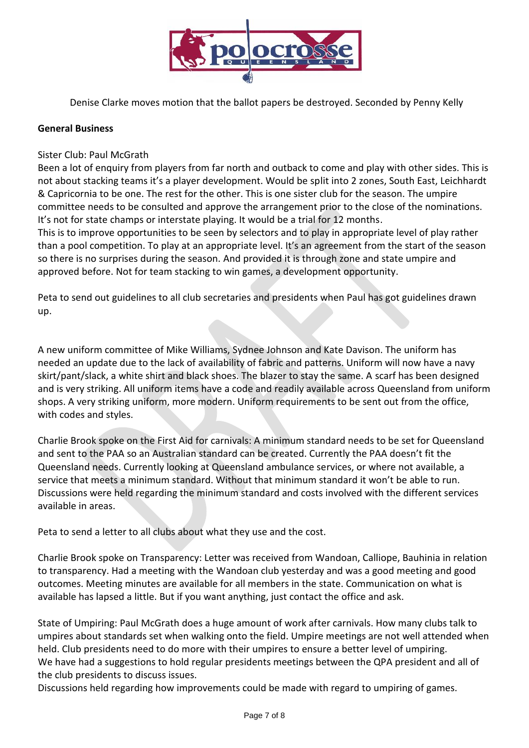Denise Clarke moves motion that the ballot papers be destroyed. Seconded by Penny Kelly

**General Business**

Sister Club: Paul McGrath
Been a lot of enquiry from players from far north and outback to come and play with other sides. This is not about stacking teams it's a player development. Would be split into 2 zones, South East, Leichhardt & Capricornia to be one. The rest for the other. This is one sister club for the season. The umpire committee needs to be consulted and approve the arrangement prior to the close of the nominations. It's not for state champs or interstate playing. It would be a trial for 12 months.
This is to improve opportunities to be seen by selectors and to play in appropriate level of play rather than a pool competition. To play at an appropriate level. It's an agreement from the start of the season so there is no surprises during the season. And provided it is through zone and state umpire and approved before. Not for team stacking to win games, a development opportunity.

Peta to send out guidelines to all club secretaries and presidents when Paul has got guidelines drawn up.

A new uniform committee of Mike Williams, Sydnee Johnson and Kate Davison. The uniform has needed an update due to the lack of availability of fabric and patterns. Uniform will now have a navy skirt/pant/slack, a white shirt and black shoes. The blazer to stay the same. A scarf has been designed and is very striking. All uniform items have a code and readily available across Queensland from uniform shops. A very striking uniform, more modern. Uniform requirements to be sent out from the office, with codes and styles.

Charlie Brook spoke on the First Aid for carnivals: A minimum standard needs to be set for Queensland and sent to the PAA so an Australian standard can be created. Currently the PAA doesn't fit the Queensland needs. Currently looking at Queensland ambulance services, or where not available, a service that meets a minimum standard. Without that minimum standard it won't be able to run. Discussions were held regarding the minimum standard and costs involved with the different services available in areas.

Peta to send a letter to all clubs about what they use and the cost.

Charlie Brook spoke on Transparency: Letter was received from Wandoan, Calliope, Bauhinia in relation to transparency. Had a meeting with the Wandoan club yesterday and was a good meeting and good outcomes. Meeting minutes are available for all members in the state. Communication on what is available has lapsed a little. But if you want anything, just contact the office and ask.

State of Umpiring: Paul McGrath does a huge amount of work after carnivals. How many clubs talk to umpires about standards set when walking onto the field. Umpire meetings are not well attended when held. Club presidents need to do more with their umpires to ensure a better level of umpiring.
We have had a suggestions to hold regular presidents meetings between the QPA president and all of the club presidents to discuss issues.
Discussions held regarding how improvements could be made with regard to umpiring of games.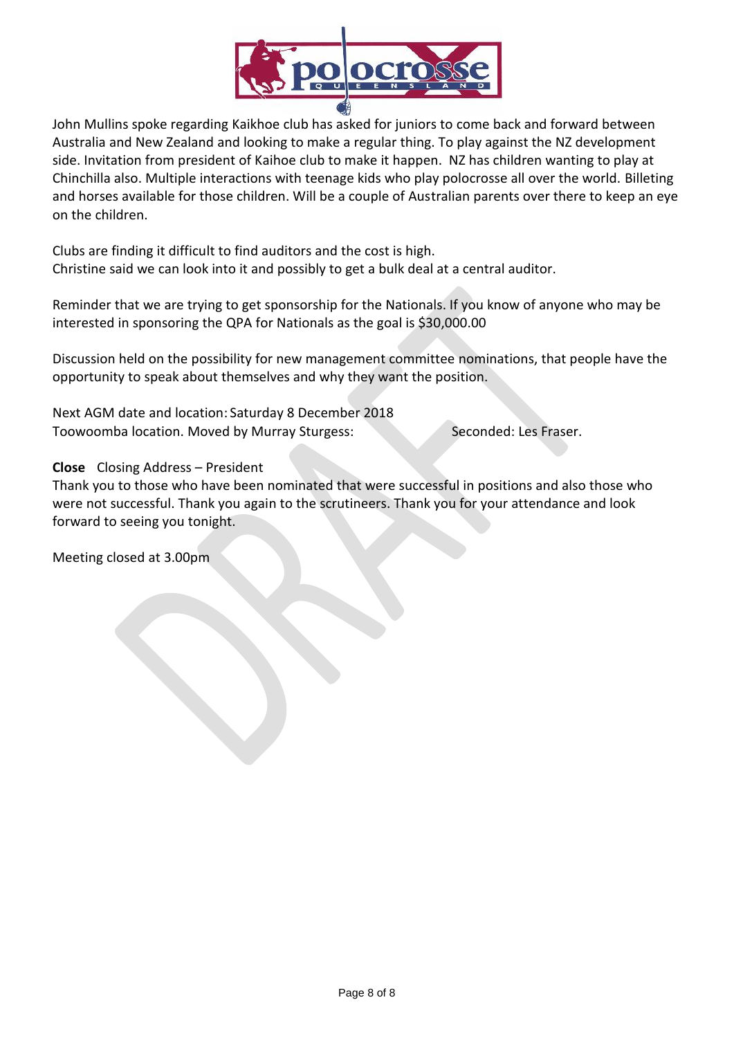John Mullins spoke regarding Kaikhoe club has asked for juniors to come back and forward between Australia and New Zealand and looking to make a regular thing. To play against the NZ development side. Invitation from president of Kaihoe club to make it happen. NZ has children wanting to play at Chinchilla also. Multiple interactions with teenage kids who play polocrosse all over the world. Billeting and horses available for those children. Will be a couple of Australian parents over there to keep an eye on the children.

Clubs are finding it difficult to find auditors and the cost is high.
Christine said we can look into it and possibly to get a bulk deal at a central auditor.

Reminder that we are trying to get sponsorship for the Nationals. If you know of anyone who may be interested in sponsoring the QPA for Nationals as the goal is $30,000.00

Discussion held on the possibility for new management committee nominations, that people have the opportunity to speak about themselves and why they want the position.

Next AGM date and location: Saturday 8 December 2018
Toowoomba location. Moved by Murray Sturgess: Seconded: Les Fraser.

**Close** Closing Address – President
Thank you to those who have been nominated that were successful in positions and also those who were not successful. Thank you again to the scrutineers. Thank you for your attendance and look forward to seeing you tonight.

Meeting closed at 3.00pm